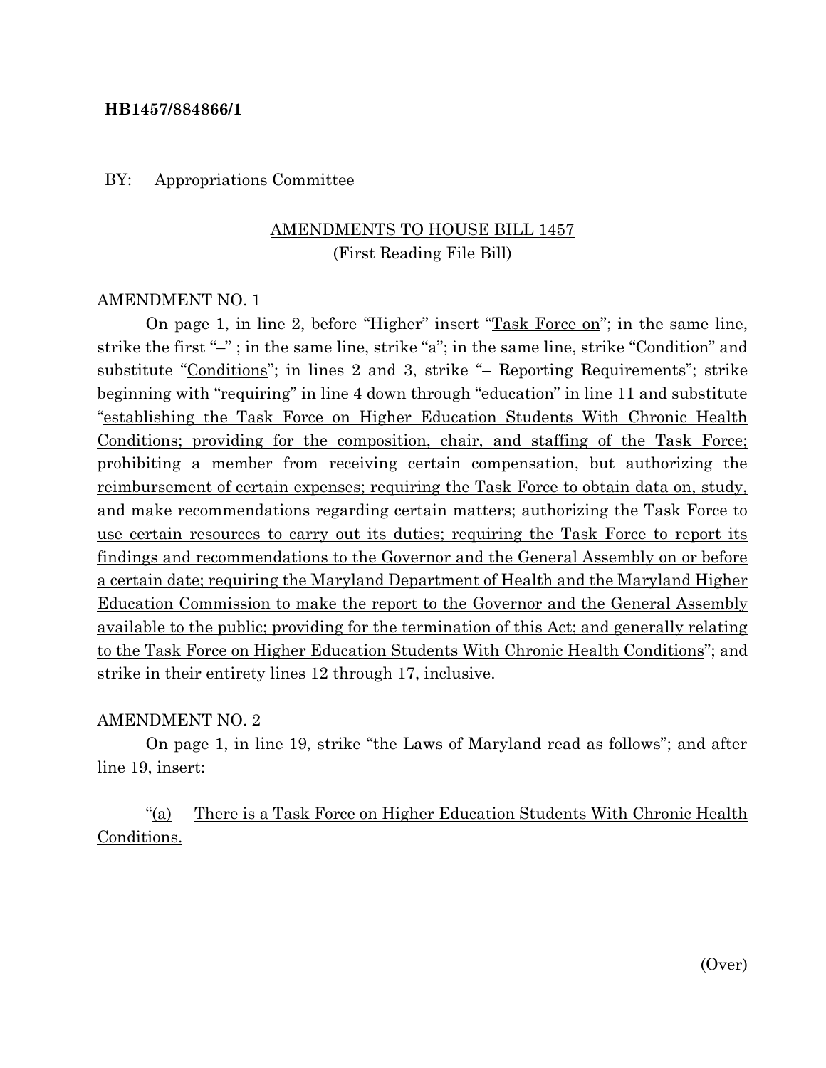**HB1457/884866/1**

BY: Appropriations Committee

AMENDMENTS TO HOUSE BILL 1457
(First Reading File Bill)

AMENDMENT NO. 1

On page 1, in line 2, before "Higher" insert "Task Force on"; in the same line, strike the first "–" ; in the same line, strike "a"; in the same line, strike "Condition" and substitute "Conditions"; in lines 2 and 3, strike "– Reporting Requirements"; strike beginning with "requiring" in line 4 down through "education" in line 11 and substitute "establishing the Task Force on Higher Education Students With Chronic Health Conditions; providing for the composition, chair, and staffing of the Task Force; prohibiting a member from receiving certain compensation, but authorizing the reimbursement of certain expenses; requiring the Task Force to obtain data on, study, and make recommendations regarding certain matters; authorizing the Task Force to use certain resources to carry out its duties; requiring the Task Force to report its findings and recommendations to the Governor and the General Assembly on or before a certain date; requiring the Maryland Department of Health and the Maryland Higher Education Commission to make the report to the Governor and the General Assembly available to the public; providing for the termination of this Act; and generally relating to the Task Force on Higher Education Students With Chronic Health Conditions"; and strike in their entirety lines 12 through 17, inclusive.

AMENDMENT NO. 2

On page 1, in line 19, strike "the Laws of Maryland read as follows"; and after line 19, insert:

"(a) There is a Task Force on Higher Education Students With Chronic Health Conditions.

(Over)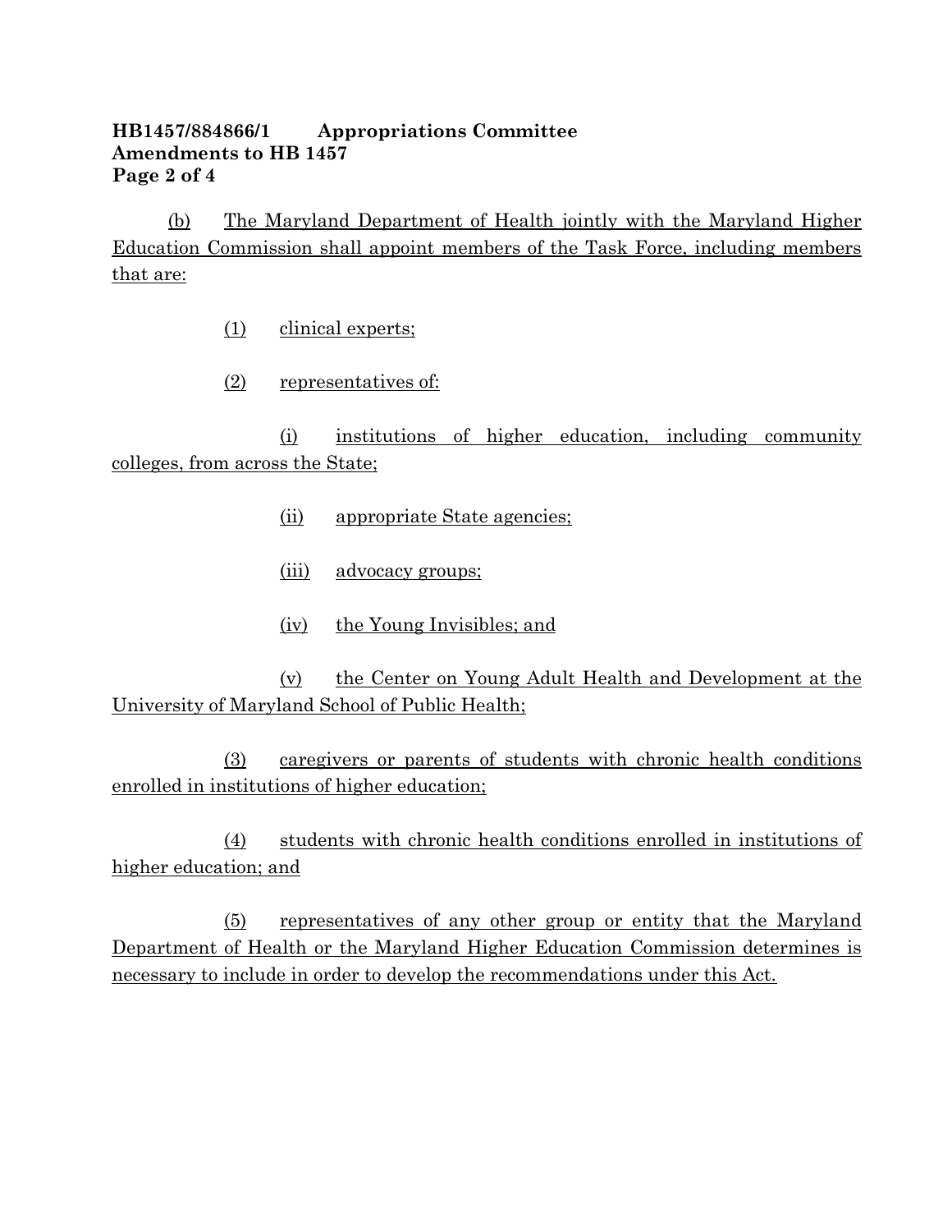**HB1457/884866/1 Appropriations Committee**
**Amendments to HB 1457**

(b) The Maryland Department of Health jointly with the Maryland Higher Education Commission shall appoint members of the Task Force, including members that are:

(1) clinical experts;

(2) representatives of:

(i) institutions of higher education, including community colleges, from across the State;

(ii) appropriate State agencies;

(iii) advocacy groups;

(iv) the Young Invisibles; and

(v) the Center on Young Adult Health and Development at the University of Maryland School of Public Health;

(3) caregivers or parents of students with chronic health conditions enrolled in institutions of higher education;

(4) students with chronic health conditions enrolled in institutions of higher education; and

(5) representatives of any other group or entity that the Maryland Department of Health or the Maryland Higher Education Commission determines is necessary to include in order to develop the recommendations under this Act.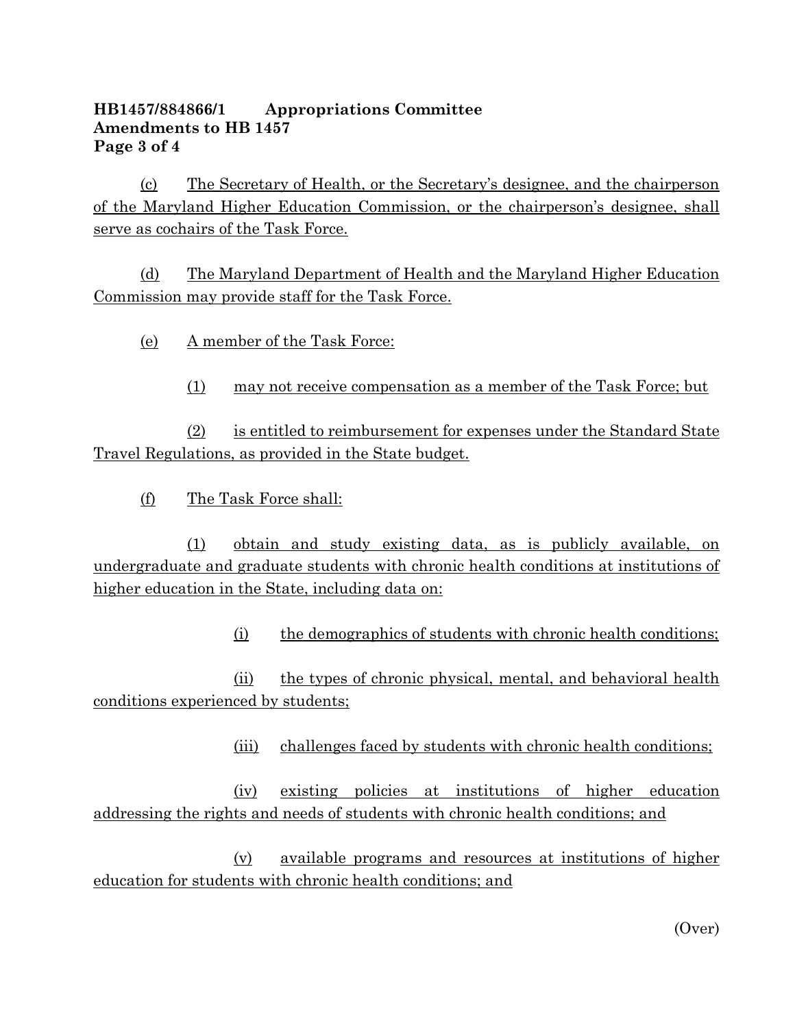**HB1457/884866/1 Appropriations Committee**
**Amendments to HB 1457**

(c) The Secretary of Health, or the Secretary's designee, and the chairperson of the Maryland Higher Education Commission, or the chairperson's designee, shall serve as cochairs of the Task Force.

(d) The Maryland Department of Health and the Maryland Higher Education Commission may provide staff for the Task Force.

(e) A member of the Task Force:

(1) may not receive compensation as a member of the Task Force; but

(2) is entitled to reimbursement for expenses under the Standard State Travel Regulations, as provided in the State budget.

(f) The Task Force shall:

(1) obtain and study existing data, as is publicly available, on undergraduate and graduate students with chronic health conditions at institutions of higher education in the State, including data on:

(i) the demographics of students with chronic health conditions;

(ii) the types of chronic physical, mental, and behavioral health conditions experienced by students;

(iii) challenges faced by students with chronic health conditions;

(iv) existing policies at institutions of higher education addressing the rights and needs of students with chronic health conditions; and

(v) available programs and resources at institutions of higher education for students with chronic health conditions; and

(Over)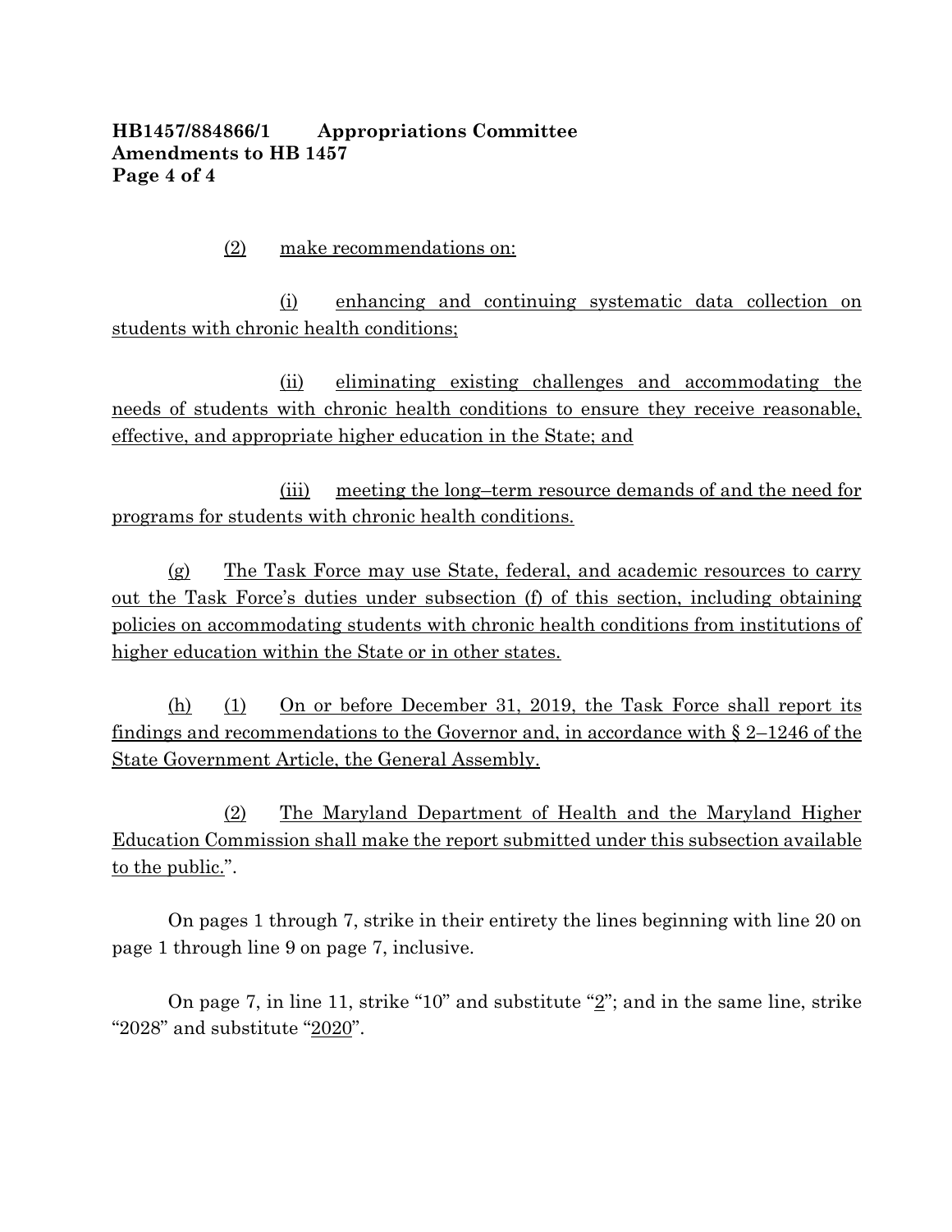**HB1457/884866/1 Appropriations Committee**
**Amendments to HB 1457**

(2) make recommendations on:

(i) enhancing and continuing systematic data collection on students with chronic health conditions;

(ii) eliminating existing challenges and accommodating the needs of students with chronic health conditions to ensure they receive reasonable, effective, and appropriate higher education in the State; and

(iii) meeting the long–term resource demands of and the need for programs for students with chronic health conditions.

(g) The Task Force may use State, federal, and academic resources to carry out the Task Force's duties under subsection (f) of this section, including obtaining policies on accommodating students with chronic health conditions from institutions of higher education within the State or in other states.

(h) (1) On or before December 31, 2019, the Task Force shall report its findings and recommendations to the Governor and, in accordance with § 2–1246 of the State Government Article, the General Assembly.

(2) The Maryland Department of Health and the Maryland Higher Education Commission shall make the report submitted under this subsection available to the public.".

On pages 1 through 7, strike in their entirety the lines beginning with line 20 on page 1 through line 9 on page 7, inclusive.

On page 7, in line 11, strike "10" and substitute "2"; and in the same line, strike "2028" and substitute "2020".